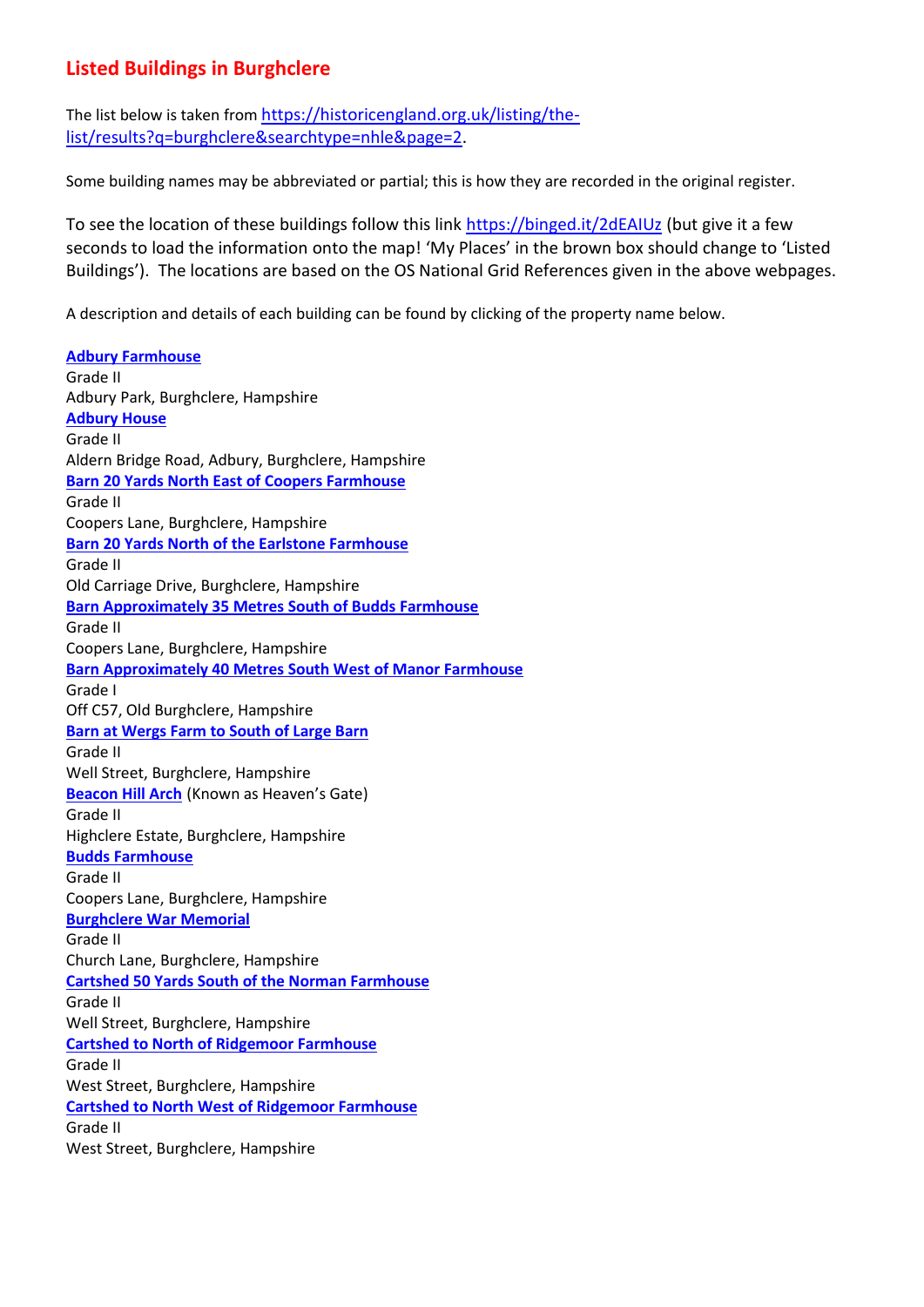# Listed Buildings in Burghclere

The list below is taken from https://historicengland.org.uk/listing/the-list/results?q=burghclere&searchtype=nhle&page=2.

Some building names may be abbreviated or partial; this is how they are recorded in the original register.

To see the location of these buildings follow this link https://binged.it/2dEAIUz (but give it a few seconds to load the information onto the map! 'My Places' in the brown box should change to 'Listed Buildings'). The locations are based on the OS National Grid References given in the above webpages.

A description and details of each building can be found by clicking of the property name below.

**Adbury Farmhouse**
Grade II
Adbury Park, Burghclere, Hampshire

**Adbury House**
Grade II
Aldern Bridge Road, Adbury, Burghclere, Hampshire

**Barn 20 Yards North East of Coopers Farmhouse**
Grade II
Coopers Lane, Burghclere, Hampshire

**Barn 20 Yards North of the Earlstone Farmhouse**
Grade II
Old Carriage Drive, Burghclere, Hampshire

**Barn Approximately 35 Metres South of Budds Farmhouse**
Grade II
Coopers Lane, Burghclere, Hampshire

**Barn Approximately 40 Metres South West of Manor Farmhouse**
Grade I
Off C57, Old Burghclere, Hampshire

**Barn at Wergs Farm to South of Large Barn**
Grade II
Well Street, Burghclere, Hampshire

**Beacon Hill Arch** (Known as Heaven's Gate)
Grade II
Highclere Estate, Burghclere, Hampshire

**Budds Farmhouse**
Grade II
Coopers Lane, Burghclere, Hampshire

**Burghclere War Memorial**
Grade II
Church Lane, Burghclere, Hampshire

**Cartshed 50 Yards South of the Norman Farmhouse**
Grade II
Well Street, Burghclere, Hampshire

**Cartshed to North of Ridgemoor Farmhouse**
Grade II
West Street, Burghclere, Hampshire

**Cartshed to North West of Ridgemoor Farmhouse**
Grade II
West Street, Burghclere, Hampshire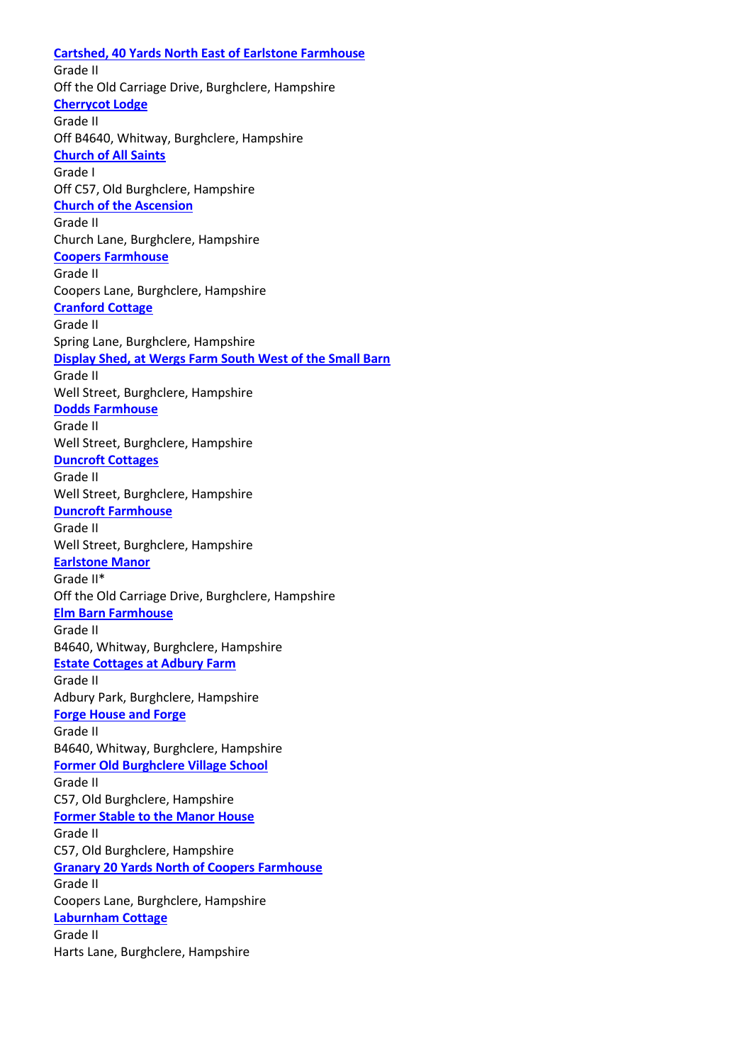**Cartshed, 40 Yards North East of Earlstone Farmhouse**
Grade II
Off the Old Carriage Drive, Burghclere, Hampshire

**Cherrycot Lodge**
Grade II
Off B4640, Whitway, Burghclere, Hampshire

**Church of All Saints**
Grade I
Off C57, Old Burghclere, Hampshire

**Church of the Ascension**
Grade II
Church Lane, Burghclere, Hampshire

**Coopers Farmhouse**
Grade II
Coopers Lane, Burghclere, Hampshire

**Cranford Cottage**
Grade II
Spring Lane, Burghclere, Hampshire

**Display Shed, at Wergs Farm South West of the Small Barn**
Grade II
Well Street, Burghclere, Hampshire

**Dodds Farmhouse**
Grade II
Well Street, Burghclere, Hampshire

**Duncroft Cottages**
Grade II
Well Street, Burghclere, Hampshire

**Duncroft Farmhouse**
Grade II
Well Street, Burghclere, Hampshire

**Earlstone Manor**
Grade II*
Off the Old Carriage Drive, Burghclere, Hampshire

**Elm Barn Farmhouse**
Grade II
B4640, Whitway, Burghclere, Hampshire

**Estate Cottages at Adbury Farm**
Grade II
Adbury Park, Burghclere, Hampshire

**Forge House and Forge**
Grade II
B4640, Whitway, Burghclere, Hampshire

**Former Old Burghclere Village School**
Grade II
C57, Old Burghclere, Hampshire

**Former Stable to the Manor House**
Grade II
C57, Old Burghclere, Hampshire

**Granary 20 Yards North of Coopers Farmhouse**
Grade II
Coopers Lane, Burghclere, Hampshire

**Laburnham Cottage**
Grade II
Harts Lane, Burghclere, Hampshire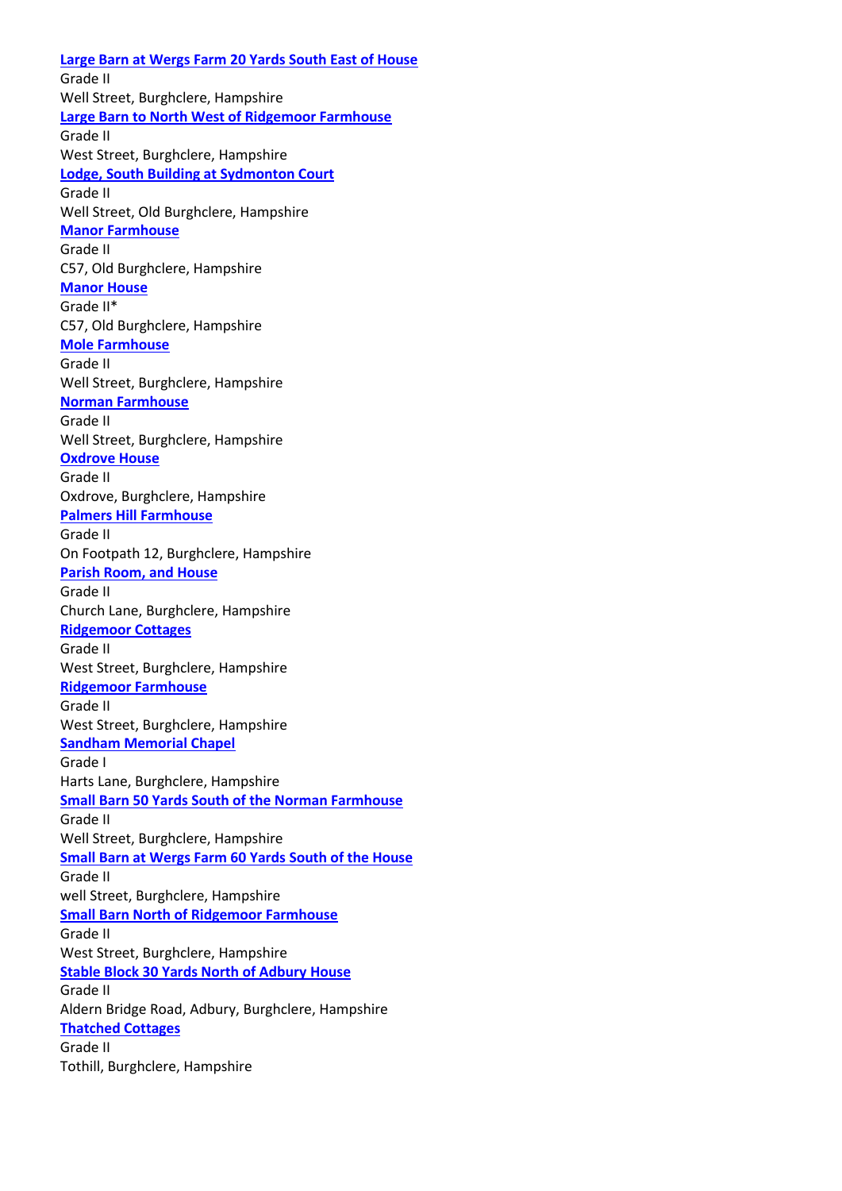**Large Barn at Wergs Farm 20 Yards South East of House**
Grade II
Well Street, Burghclere, Hampshire

**Large Barn to North West of Ridgemoor Farmhouse**
Grade II
West Street, Burghclere, Hampshire

**Lodge, South Building at Sydmonton Court**
Grade II
Well Street, Old Burghclere, Hampshire

**Manor Farmhouse**
Grade II
C57, Old Burghclere, Hampshire

**Manor House**
Grade II*
C57, Old Burghclere, Hampshire

**Mole Farmhouse**
Grade II
Well Street, Burghclere, Hampshire

**Norman Farmhouse**
Grade II
Well Street, Burghclere, Hampshire

**Oxdrove House**
Grade II
Oxdrove, Burghclere, Hampshire

**Palmers Hill Farmhouse**
Grade II
On Footpath 12, Burghclere, Hampshire

**Parish Room, and House**
Grade II
Church Lane, Burghclere, Hampshire

**Ridgemoor Cottages**
Grade II
West Street, Burghclere, Hampshire

**Ridgemoor Farmhouse**
Grade II
West Street, Burghclere, Hampshire

**Sandham Memorial Chapel**
Grade I
Harts Lane, Burghclere, Hampshire

**Small Barn 50 Yards South of the Norman Farmhouse**
Grade II
Well Street, Burghclere, Hampshire

**Small Barn at Wergs Farm 60 Yards South of the House**
Grade II
well Street, Burghclere, Hampshire

**Small Barn North of Ridgemoor Farmhouse**
Grade II
West Street, Burghclere, Hampshire

**Stable Block 30 Yards North of Adbury House**
Grade II
Aldern Bridge Road, Adbury, Burghclere, Hampshire

**Thatched Cottages**
Grade II
Tothill, Burghclere, Hampshire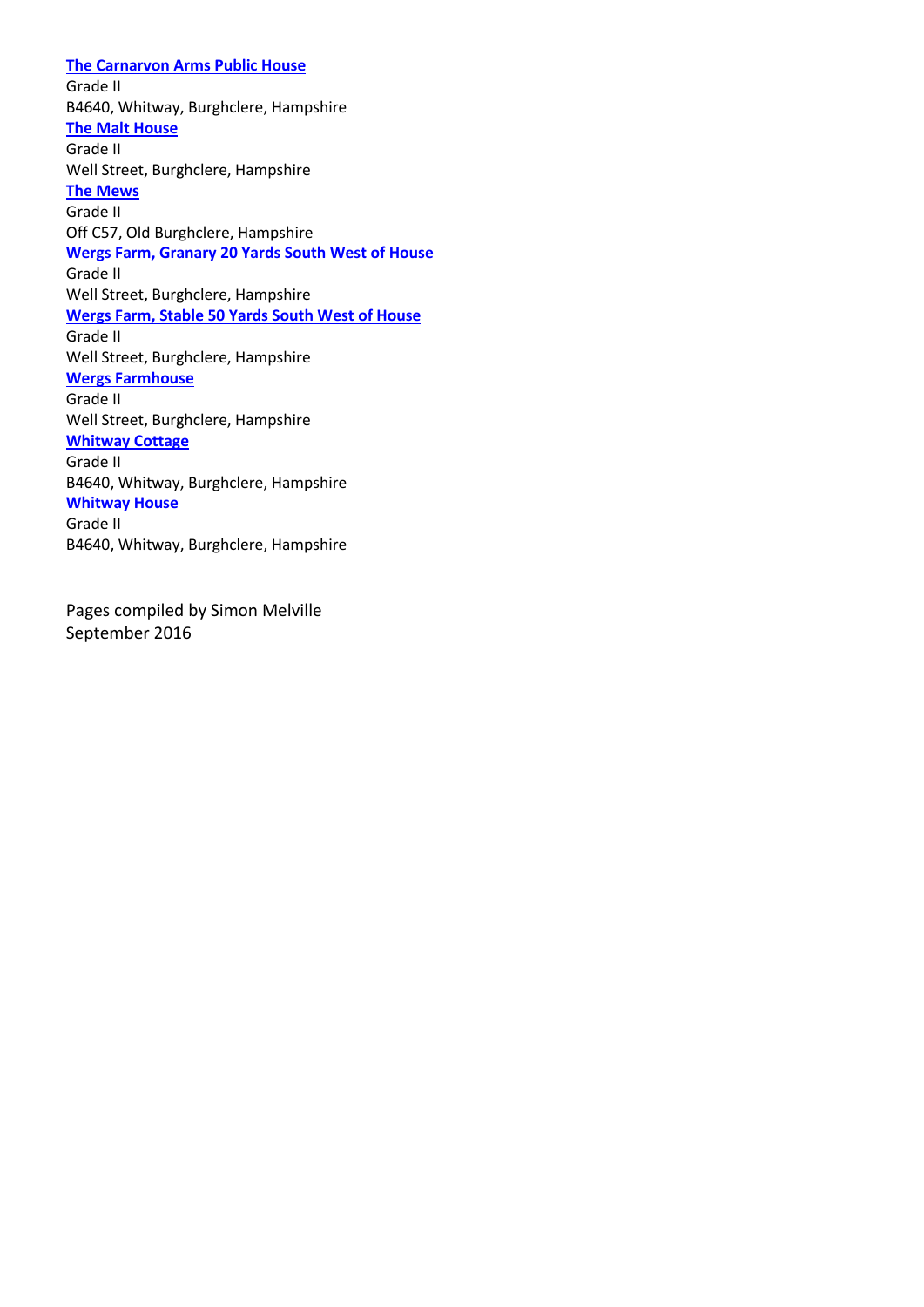**The Carnarvon Arms Public House**
Grade II
B4640, Whitway, Burghclere, Hampshire

**The Malt House**
Grade II
Well Street, Burghclere, Hampshire

**The Mews**
Grade II
Off C57, Old Burghclere, Hampshire

**Wergs Farm, Granary 20 Yards South West of House**
Grade II
Well Street, Burghclere, Hampshire

**Wergs Farm, Stable 50 Yards South West of House**
Grade II
Well Street, Burghclere, Hampshire

**Wergs Farmhouse**
Grade II
Well Street, Burghclere, Hampshire

**Whitway Cottage**
Grade II
B4640, Whitway, Burghclere, Hampshire

**Whitway House**
Grade II
B4640, Whitway, Burghclere, Hampshire

Pages compiled by Simon Melville
September 2016